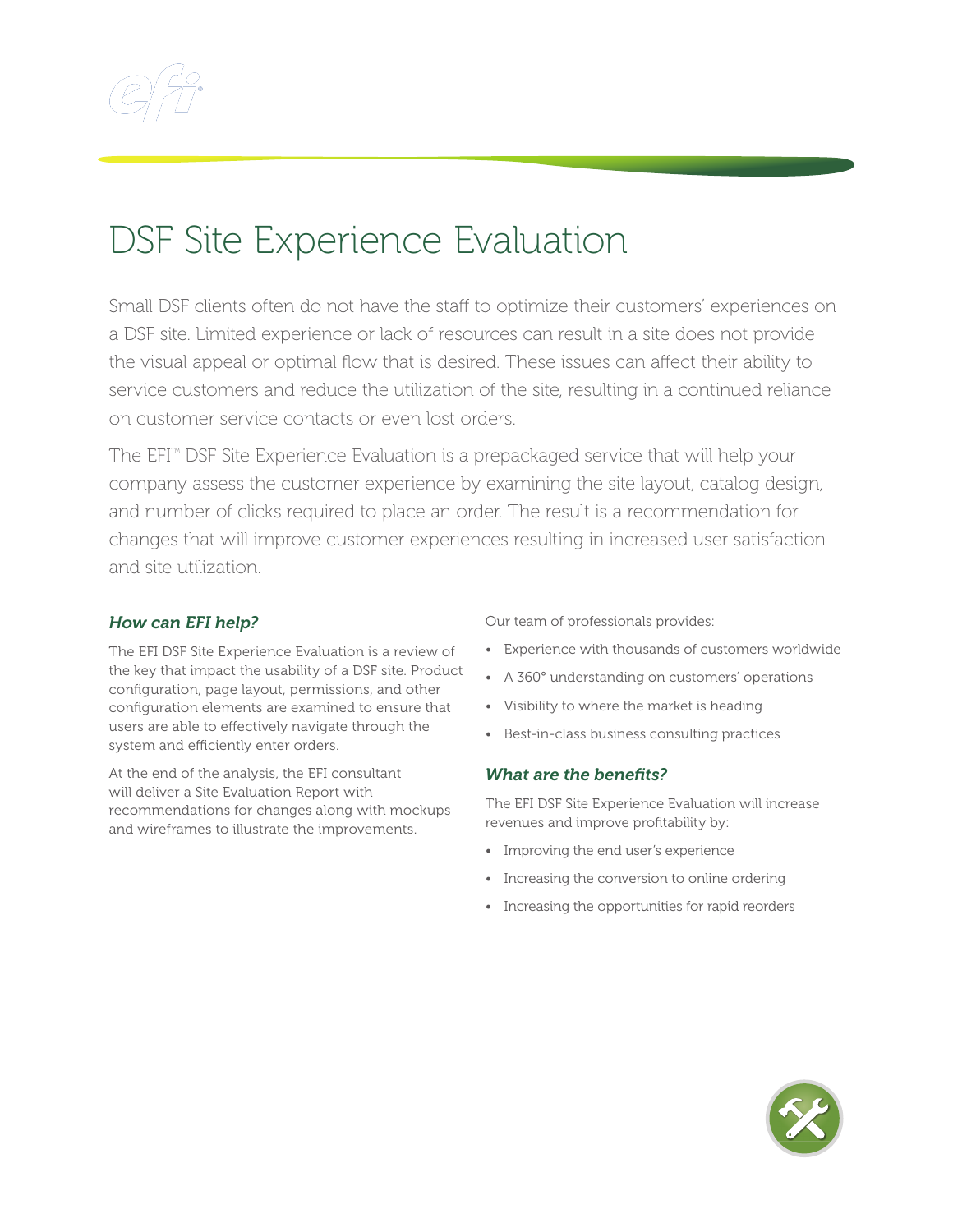# DSF Site Experience Evaluation

Small DSF clients often do not have the staff to optimize their customers' experiences on a DSF site. Limited experience or lack of resources can result in a site does not provide the visual appeal or optimal flow that is desired. These issues can affect their ability to service customers and reduce the utilization of the site, resulting in a continued reliance on customer service contacts or even lost orders.

The EFI™ DSF Site Experience Evaluation is a prepackaged service that will help your company assess the customer experience by examining the site layout, catalog design, and number of clicks required to place an order. The result is a recommendation for changes that will improve customer experiences resulting in increased user satisfaction and site utilization.

### *How can EFI help?*

The EFI DSF Site Experience Evaluation is a review of the key that impact the usability of a DSF site. Product configuration, page layout, permissions, and other configuration elements are examined to ensure that users are able to effectively navigate through the system and efficiently enter orders.

At the end of the analysis, the EFI consultant will deliver a Site Evaluation Report with recommendations for changes along with mockups and wireframes to illustrate the improvements.

Our team of professionals provides:

- Experience with thousands of customers worldwide
- A 360° understanding on customers' operations
- Visibility to where the market is heading
- Best-in-class business consulting practices

### *What are the benefits?*

The EFI DSF Site Experience Evaluation will increase revenues and improve profitability by:

- Improving the end user's experience
- Increasing the conversion to online ordering
- Increasing the opportunities for rapid reorders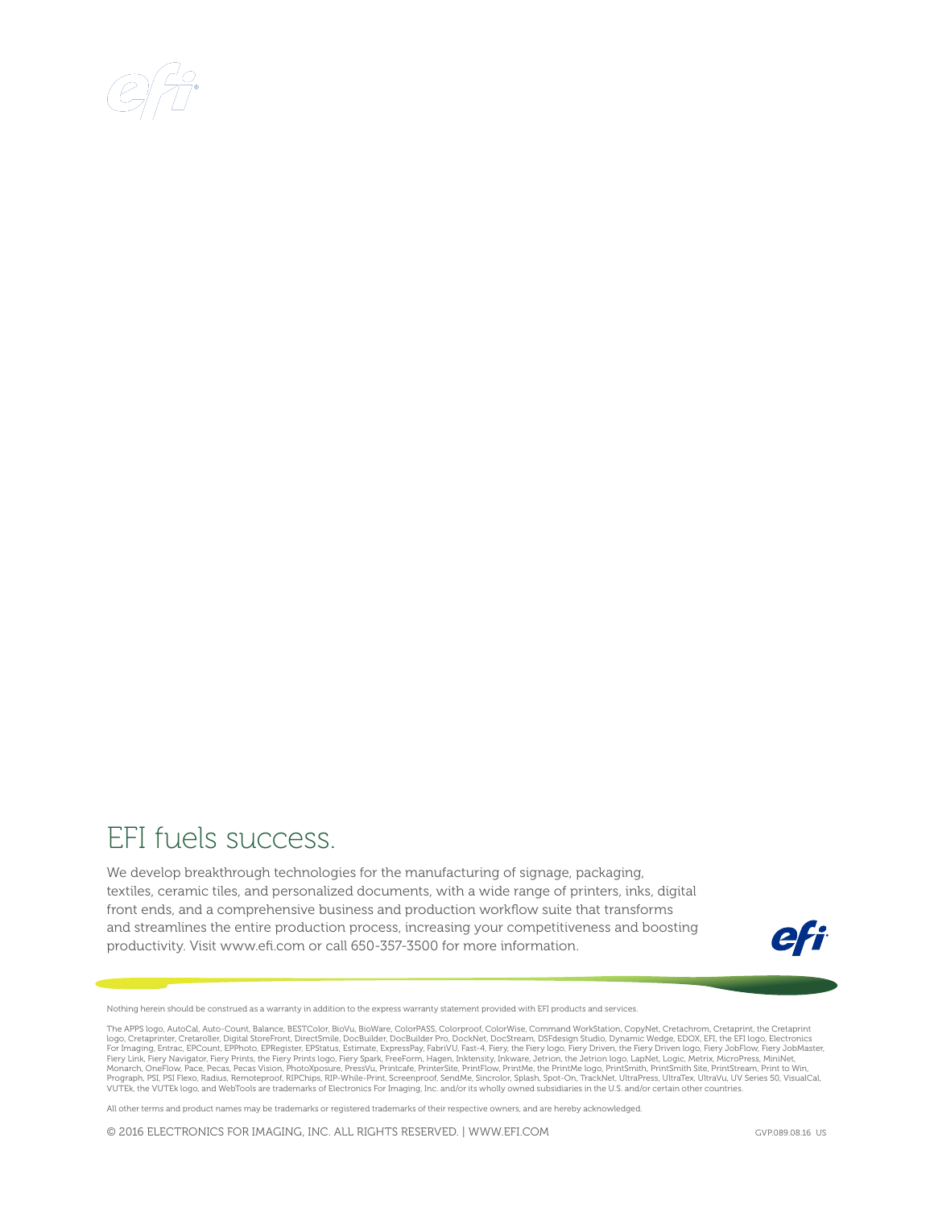# EFI fuels success.

We develop breakthrough technologies for the manufacturing of signage, packaging, textiles, ceramic tiles, and personalized documents, with a wide range of printers, inks, digital front ends, and a comprehensive business and production workflow suite that transforms and streamlines the entire production process, increasing your competitiveness and boosting productivity. Visit www.efi.com or call 650-357-3500 for more information.

Nothing herein should be construed as a warranty in addition to the express warranty statement provided with EFI products and services.

The APPS logo, AutoCal, Auto-Count, Balance, BESTColor, BioVu, BioWare, ColorPASS, Colorproof, ColorWise, Command WorkStation, CopyNet, Cretachrom, Cretaprint, the Cretaprint logo, Cretaprinter, Cretaroller, Digital StoreFront, DirectSmile, DocBuilder, DocBuilder Pro, DockNet, DocStream, DSFdesign Studio, Dynamic Wedge, EDOX, EFI, the EFI logo, Electronics For Imaging, Entrac, EPCount, EPPhoto, EPRegister, EPStatus, Estimate, ExpressPay, FabriVU, Fast-4, Fiery, the Fiery logo, Fiery Driven, the Fiery Driven logo, Fiery JobFlow, Fiery JobMaster, Fiery Link, Fiery Navigator, Fiery Prints, the Fiery Prints logo, Fiery Spark, FreeForm, Hagen, Inktensity, Inkware, Jetrion, the Jetrion logo, LapNet, Logic, Metrix, MicroPress, MiniNet, Monarch, OneFlow, Pace, Pecas, Pecas Vision, PhotoXposure, PressVu, Printcafe, PrinterSite, PrintFlow, PrintMe, the PrintMe logo, PrintSmith, PrintSmith Site, PrintStream, Print to Win, Prograph, PSI, PSI Flexo, Radius, Remoteproof, RIPChips, RIP-While-Print, Screenproof, SendMe, Sincrolor, Splash, Spot-On, TrackNet, UltraPress, UltraTex, UltraVu, UV Series 50, VisualCal, VUTEk, the VUTEk logo, and WebTools are trademarks of Electronics For Imaging, Inc. and/or its wholly owned subsidiaries in the U.S. and/or certain other countries.

All other terms and product names may be trademarks or registered trademarks of their respective owners, and are hereby acknowledged.

© 2016 ELECTRONICS FOR IMAGING, INC. ALL RIGHTS RESERVED. | WWW.EFI.COM

GVP.089.08.16 US